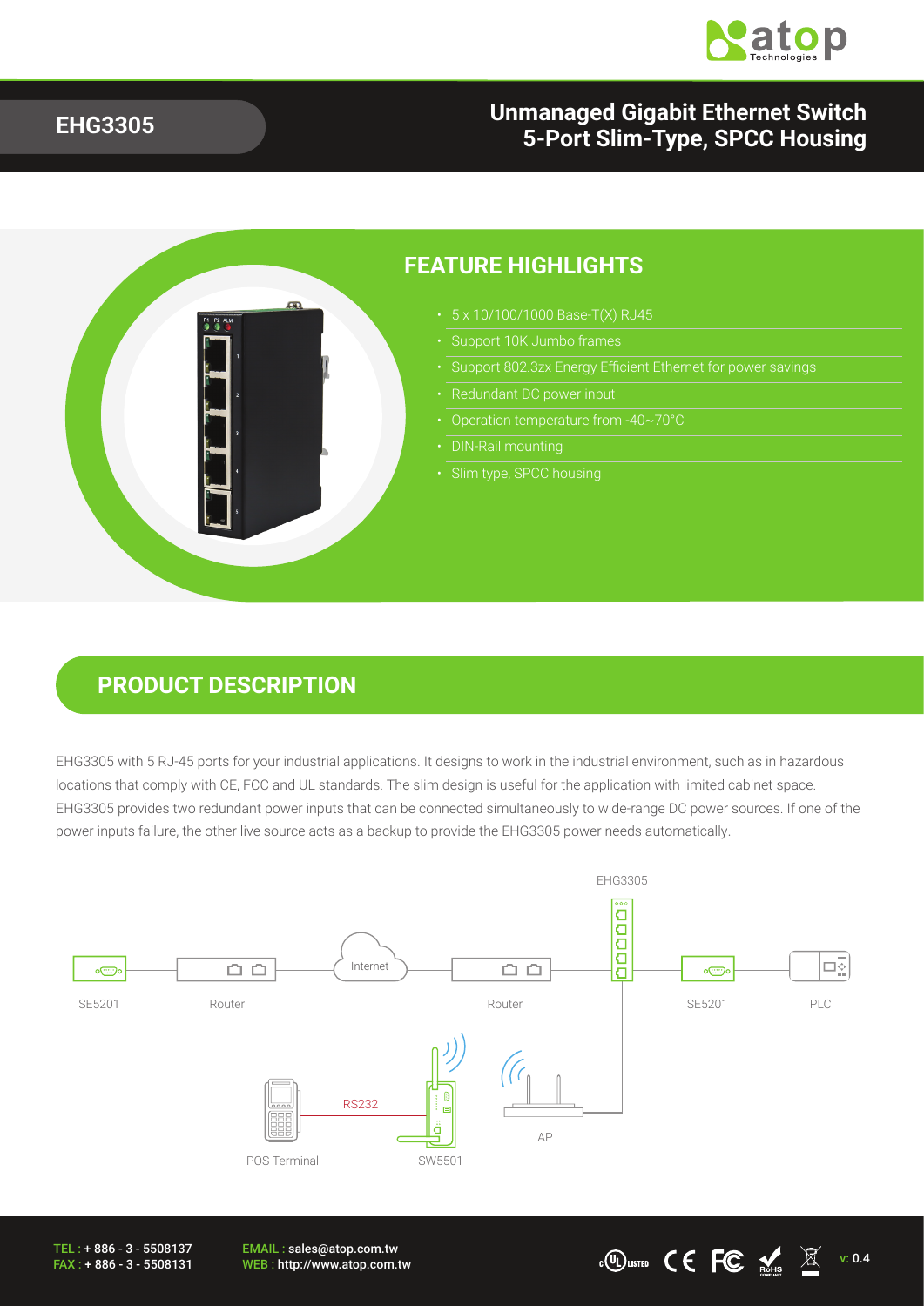# EHG3305

## Unmanaged Gigabit Ethernet Switch 5-Port Slim-Type, SPCC Housing

## FEATURE HIGHLIGHTS

- 5 x 10/100/1000 Base-T(X) RJ45
- Support 10K Jumbo frames
- Support 802.3zx Energy Efficient Ethernet for power savings
- Redundant DC power input
- Operation temperature from -40~70°C
- DIN-Rail mounting
- Slim type, SPCC housing

## PRODUCT DESCRIPTION

EHG3305 with 5 RJ-45 ports for your industrial applications. It designs to work in the industrial environment, such as in hazardous locations that comply with CE, FCC and UL standards. The slim design is useful for the application with limited cabinet space. EHG3305 provides two redundant power inputs that can be connected simultaneously to wide-range DC power sources. If one of the power inputs failure, the other live source acts as a backup to provide the EHG3305 power needs automatically.

EHG3305

SE5201 Router Internet Router SE5201 PLC

RS232

POS Terminal SW5501 AP

TEL : + 886 - 3 - 5508137
FAX : + 886 - 3 - 5508131

EMAIL : sales@atop.com.tw
WEB : http://www.atop.com.tw

v: 0.4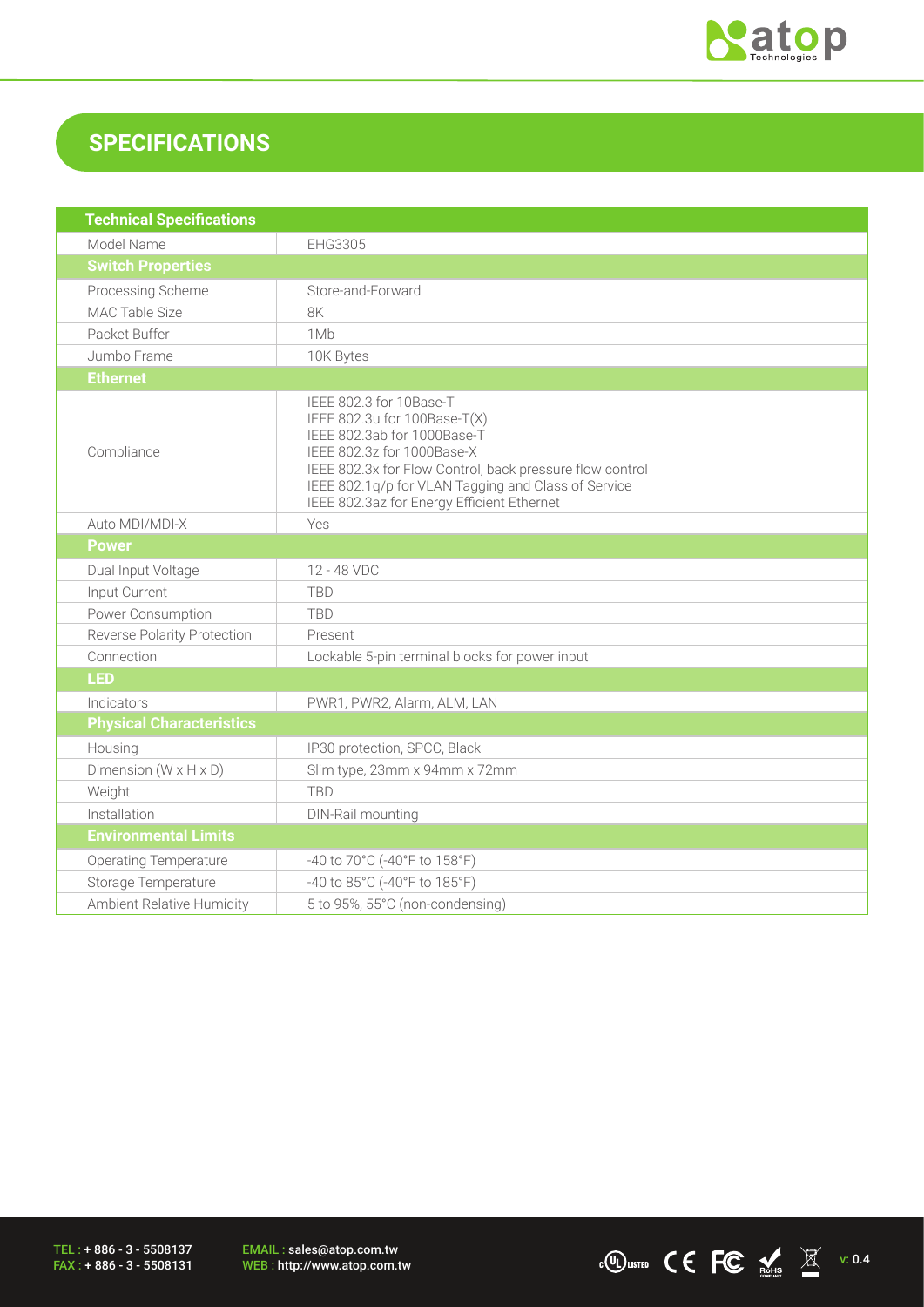## SPECIFICATIONS

| Technical Specifications | |
|---|---|
| Model Name | EHG3305 |
| **Switch Properties** | |
| Processing Scheme | Store-and-Forward |
| MAC Table Size | 8K |
| Packet Buffer | 1Mb |
| Jumbo Frame | 10K Bytes |
| **Ethernet** | |
| Compliance | IEEE 802.3 for 10Base-T<br>IEEE 802.3u for 100Base-T(X)<br>IEEE 802.3ab for 1000Base-T<br>IEEE 802.3z for 1000Base-X<br>IEEE 802.3x for Flow Control, back pressure flow control<br>IEEE 802.1q/p for VLAN Tagging and Class of Service<br>IEEE 802.3az for Energy Efficient Ethernet |
| Auto MDI/MDI-X | Yes |
| **Power** | |
| Dual Input Voltage | 12 - 48 VDC |
| Input Current | TBD |
| Power Consumption | TBD |
| Reverse Polarity Protection | Present |
| Connection | Lockable 5-pin terminal blocks for power input |
| **LED** | |
| Indicators | PWR1, PWR2, Alarm, ALM, LAN |
| **Physical Characteristics** | |
| Housing | IP30 protection, SPCC, Black |
| Dimension (W x H x D) | Slim type, 23mm x 94mm x 72mm |
| Weight | TBD |
| Installation | DIN-Rail mounting |
| **Environmental Limits** | |
| Operating Temperature | -40 to 70°C (-40°F to 158°F) |
| Storage Temperature | -40 to 85°C (-40°F to 185°F) |
| Ambient Relative Humidity | 5 to 95%, 55°C (non-condensing) |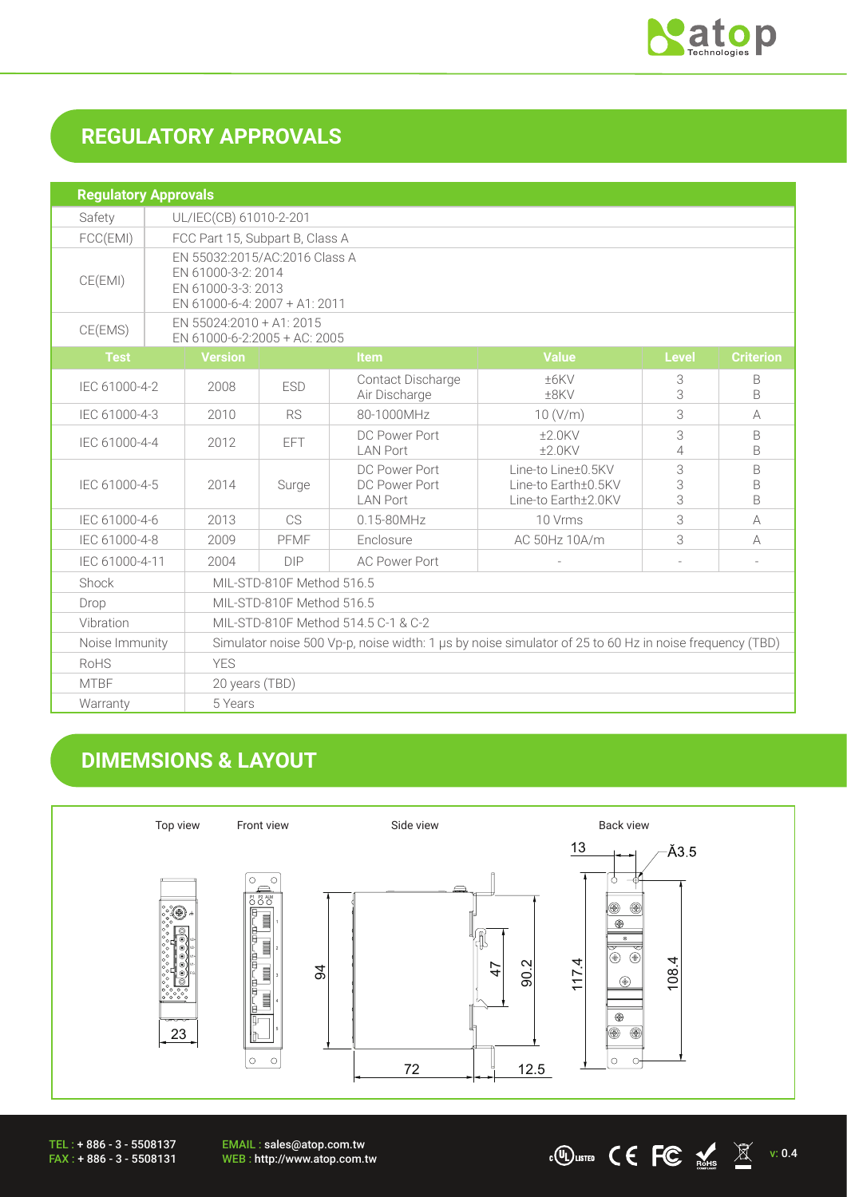## REGULATORY APPROVALS

| Regulatory Approvals | | | | | | |
|---|---|---|---|---|---|---|
| Safety | UL/IEC(CB) 61010-2-201 | | | | | |
| FCC(EMI) | FCC Part 15, Subpart B, Class A | | | | | |
| CE(EMI) | EN 55032:2015/AC:2016 Class A<br>EN 61000-3-2: 2014<br>EN 61000-3-3: 2013<br>EN 61000-6-4: 2007 + A1: 2011 | | | | | |
| CE(EMS) | EN 55024:2010 + A1: 2015<br>EN 61000-6-2:2005 + AC: 2005 | | | | | |
| **Test** | **Version** | **Item** | | **Value** | **Level** | **Criterion** |
| IEC 61000-4-2 | 2008 | ESD | Contact Discharge<br>Air Discharge | ±6KV<br>±8KV | 3<br>3 | B<br>B |
| IEC 61000-4-3 | 2010 | RS | 80-1000MHz | 10 (V/m) | 3 | A |
| IEC 61000-4-4 | 2012 | EFT | DC Power Port<br>LAN Port | ±2.0KV<br>±2.0KV | 3<br>4 | B<br>B |
| IEC 61000-4-5 | 2014 | Surge | DC Power Port<br>DC Power Port<br>LAN Port | Line-to Line±0.5KV<br>Line-to Earth±0.5KV<br>Line-to Earth±2.0KV | 3<br>3<br>3 | B<br>B<br>B |
| IEC 61000-4-6 | 2013 | CS | 0.15-80MHz | 10 Vrms | 3 | A |
| IEC 61000-4-8 | 2009 | PFMF | Enclosure | AC 50Hz 10A/m | 3 | A |
| IEC 61000-4-11 | 2004 | DIP | AC Power Port | - | - | - |
| Shock | MIL-STD-810F Method 516.5 | | | | | |
| Drop | MIL-STD-810F Method 516.5 | | | | | |
| Vibration | MIL-STD-810F Method 514.5 C-1 & C-2 | | | | | |
| Noise Immunity | Simulator noise 500 Vp-p, noise width: 1 μs by noise simulator of 25 to 60 Hz in noise frequency (TBD) | | | | | |
| RoHS | YES | | | | | |
| MTBF | 20 years (TBD) | | | | | |
| Warranty | 5 Years | | | | | |

## DIMEMSIONS & LAYOUT

Top view, Front view, Side view, Back view

TEL : + 886 - 3 - 5508137
FAX : + 886 - 3 - 5508131
EMAIL : sales@atop.com.tw
WEB : http://www.atop.com.tw

v: 0.4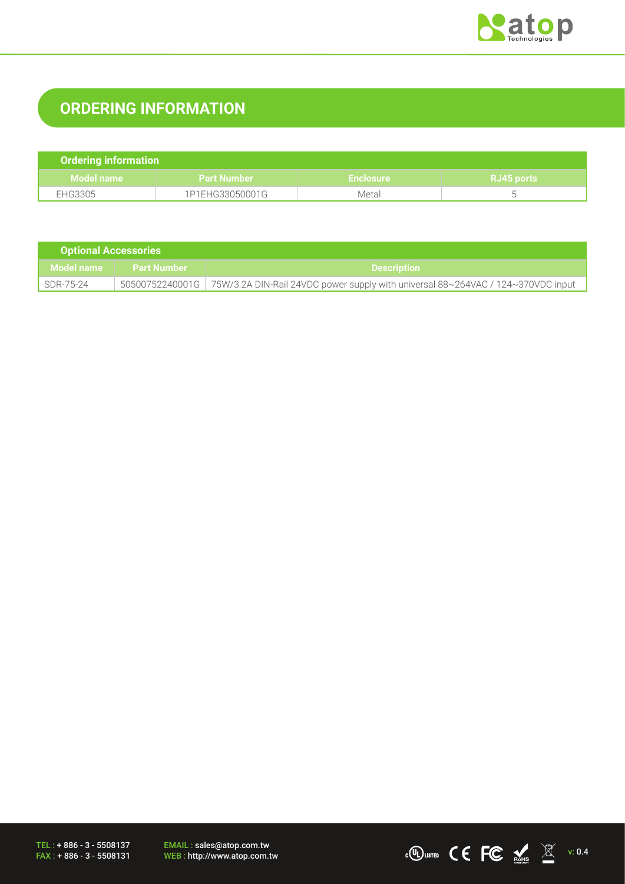# ORDERING INFORMATION

| Ordering information | | | |
|---|---|---|---|
| **Model name** | **Part Number** | **Enclosure** | **RJ45 ports** |
| EHG3305 | 1P1EHG33050001G | Metal | 5 |

| Optional Accessories | | |
|---|---|---|
| **Model name** | **Part Number** | **Description** |
| SDR-75-24 | 50500752240001G | 75W/3.2A DIN-Rail 24VDC power supply with universal 88~264VAC / 124~370VDC input |

TEL : + 886 - 3 - 5508137
FAX : + 886 - 3 - 5508131

EMAIL : sales@atop.com.tw
WEB : http://www.atop.com.tw

v: 0.4